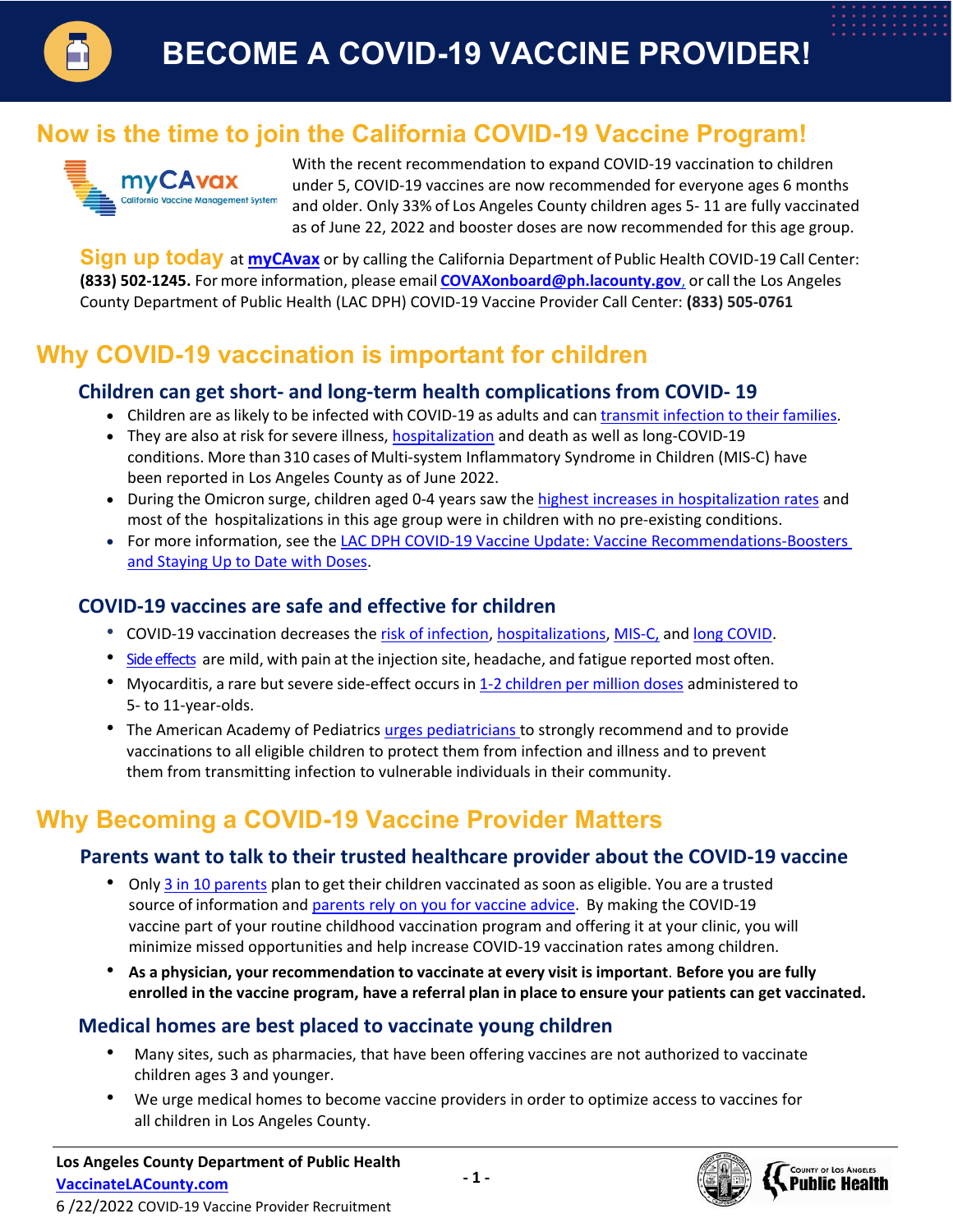# BECOME A COVID-19 VACCINE PROVIDER!

## Now is the time to join the California COVID-19 Vaccine Program!

With the recent recommendation to expand COVID-19 vaccination to children under 5, COVID-19 vaccines are now recommended for everyone ages 6 months and older. Only 33% of Los Angeles County children ages 5- 11 are fully vaccinated as of June 22, 2022 and booster doses are now recommended for this age group.

**Sign up today** at **myCAvax** or by calling the California Department of Public Health COVID-19 Call Center: **(833) 502-1245.** For more information, please email **COVAXonboard@ph.lacounty.gov**, or call the Los Angeles County Department of Public Health (LAC DPH) COVID-19 Vaccine Provider Call Center: **(833) 505-0761**

## Why COVID-19 vaccination is important for children

### Children can get short- and long-term health complications from COVID- 19

- Children are as likely to be infected with COVID-19 as adults and can transmit infection to their families.
- They are also at risk for severe illness, hospitalization and death as well as long-COVID-19 conditions. More than 310 cases of Multi-system Inflammatory Syndrome in Children (MIS-C) have been reported in Los Angeles County as of June 2022.
- During the Omicron surge, children aged 0-4 years saw the highest increases in hospitalization rates and most of the hospitalizations in this age group were in children with no pre-existing conditions.
- For more information, see the LAC DPH COVID-19 Vaccine Update: Vaccine Recommendations-Boosters and Staying Up to Date with Doses.

### COVID-19 vaccines are safe and effective for children

- COVID-19 vaccination decreases the risk of infection, hospitalizations, MIS-C, and long COVID.
- Side effects are mild, with pain at the injection site, headache, and fatigue reported most often.
- Myocarditis, a rare but severe side-effect occurs in 1-2 children per million doses administered to 5- to 11-year-olds.
- The American Academy of Pediatrics urges pediatricians to strongly recommend and to provide vaccinations to all eligible children to protect them from infection and illness and to prevent them from transmitting infection to vulnerable individuals in their community.

## Why Becoming a COVID-19 Vaccine Provider Matters

### Parents want to talk to their trusted healthcare provider about the COVID-19 vaccine

- Only 3 in 10 parents plan to get their children vaccinated as soon as eligible. You are a trusted source of information and parents rely on you for vaccine advice. By making the COVID-19 vaccine part of your routine childhood vaccination program and offering it at your clinic, you will minimize missed opportunities and help increase COVID-19 vaccination rates among children.
- **As a physician, your recommendation to vaccinate at every visit is important**. **Before you are fully enrolled in the vaccine program, have a referral plan in place to ensure your patients can get vaccinated.**

### Medical homes are best placed to vaccinate young children

- Many sites, such as pharmacies, that have been offering vaccines are not authorized to vaccinate children ages 3 and younger.
- We urge medical homes to become vaccine providers in order to optimize access to vaccines for all children in Los Angeles County.

**Los Angeles County Department of Public Health**
**VaccinateLACounty.com**
6 /22/2022 COVID-19 Vaccine Provider Recruitment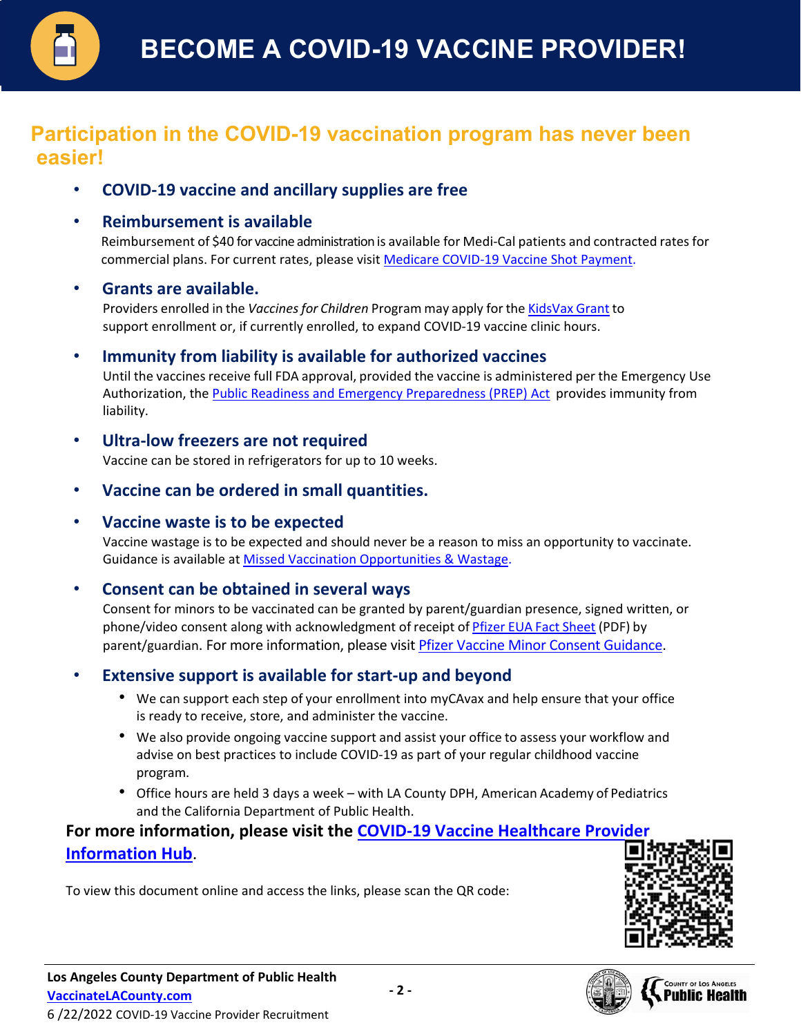# BECOME A COVID-19 VACCINE PROVIDER!

## Participation in the COVID-19 vaccination program has never been easier!

- **COVID-19 vaccine and ancillary supplies are free**
- **Reimbursement is available**
  Reimbursement of $40 for vaccine administration is available for Medi-Cal patients and contracted rates for commercial plans. For current rates, please visit Medicare COVID-19 Vaccine Shot Payment.
- **Grants are available.**
  Providers enrolled in the *Vaccines for Children* Program may apply for the KidsVax Grant to support enrollment or, if currently enrolled, to expand COVID-19 vaccine clinic hours.
- **Immunity from liability is available for authorized vaccines**
  Until the vaccines receive full FDA approval, provided the vaccine is administered per the Emergency Use Authorization, the Public Readiness and Emergency Preparedness (PREP) Act provides immunity from liability.
- **Ultra-low freezers are not required**
  Vaccine can be stored in refrigerators for up to 10 weeks.
- **Vaccine can be ordered in small quantities.**
- **Vaccine waste is to be expected**
  Vaccine wastage is to be expected and should never be a reason to miss an opportunity to vaccinate. Guidance is available at Missed Vaccination Opportunities & Wastage.
- **Consent can be obtained in several ways**
  Consent for minors to be vaccinated can be granted by parent/guardian presence, signed written, or phone/video consent along with acknowledgment of receipt of Pfizer EUA Fact Sheet (PDF) by parent/guardian. For more information, please visit Pfizer Vaccine Minor Consent Guidance.
- **Extensive support is available for start-up and beyond**
  - We can support each step of your enrollment into myCAvax and help ensure that your office is ready to receive, store, and administer the vaccine.
  - We also provide ongoing vaccine support and assist your office to assess your workflow and advise on best practices to include COVID-19 as part of your regular childhood vaccine program.
  - Office hours are held 3 days a week – with LA County DPH, American Academy of Pediatrics and the California Department of Public Health.

**For more information, please visit the COVID-19 Vaccine Healthcare Provider Information Hub.**

To view this document online and access the links, please scan the QR code:

**Los Angeles County Department of Public Health**
**VaccinateLACounty.com**
6 /22/2022 COVID-19 Vaccine Provider Recruitment